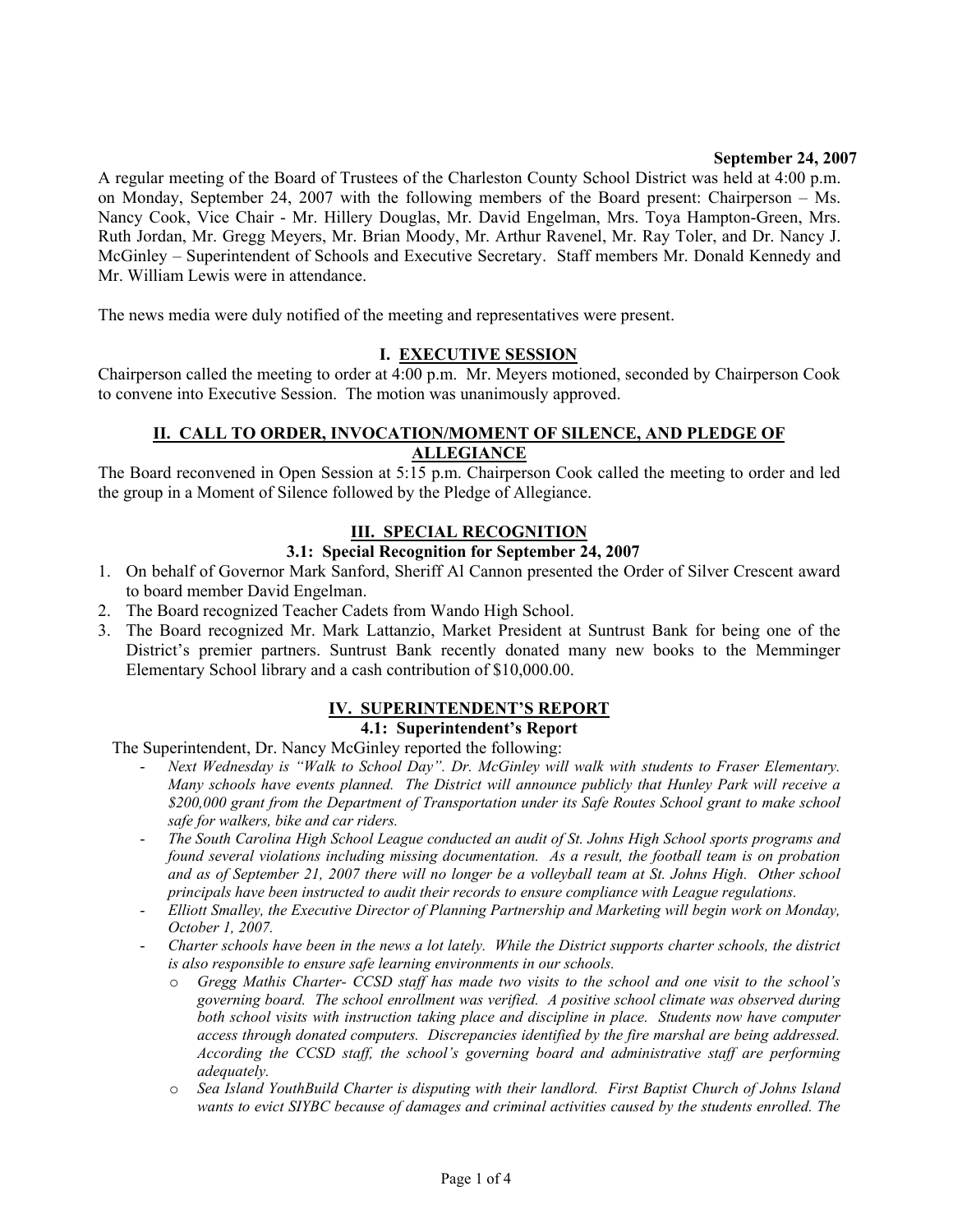**September 24, 2007**

A regular meeting of the Board of Trustees of the Charleston County School District was held at 4:00 p.m. on Monday, September 24, 2007 with the following members of the Board present: Chairperson – Ms. Nancy Cook, Vice Chair - Mr. Hillery Douglas, Mr. David Engelman, Mrs. Toya Hampton-Green, Mrs. Ruth Jordan, Mr. Gregg Meyers, Mr. Brian Moody, Mr. Arthur Ravenel, Mr. Ray Toler, and Dr. Nancy J. McGinley – Superintendent of Schools and Executive Secretary. Staff members Mr. Donald Kennedy and Mr. William Lewis were in attendance.

The news media were duly notified of the meeting and representatives were present.

## I. EXECUTIVE SESSION

Chairperson called the meeting to order at 4:00 p.m. Mr. Meyers motioned, seconded by Chairperson Cook to convene into Executive Session. The motion was unanimously approved.

## II. CALL TO ORDER, INVOCATION/MOMENT OF SILENCE, AND PLEDGE OF ALLEGIANCE

The Board reconvened in Open Session at 5:15 p.m. Chairperson Cook called the meeting to order and led the group in a Moment of Silence followed by the Pledge of Allegiance.

## III. SPECIAL RECOGNITION

### 3.1: Special Recognition for September 24, 2007

1. On behalf of Governor Mark Sanford, Sheriff Al Cannon presented the Order of Silver Crescent award to board member David Engelman.
2. The Board recognized Teacher Cadets from Wando High School.
3. The Board recognized Mr. Mark Lattanzio, Market President at Suntrust Bank for being one of the District's premier partners. Suntrust Bank recently donated many new books to the Memminger Elementary School library and a cash contribution of $10,000.00.

## IV. SUPERINTENDENT'S REPORT

### 4.1: Superintendent's Report

The Superintendent, Dr. Nancy McGinley reported the following:

- *Next Wednesday is "Walk to School Day". Dr. McGinley will walk with students to Fraser Elementary. Many schools have events planned. The District will announce publicly that Hunley Park will receive a $200,000 grant from the Department of Transportation under its Safe Routes School grant to make school safe for walkers, bike and car riders.*
- *The South Carolina High School League conducted an audit of St. Johns High School sports programs and found several violations including missing documentation. As a result, the football team is on probation and as of September 21, 2007 there will no longer be a volleyball team at St. Johns High. Other school principals have been instructed to audit their records to ensure compliance with League regulations.*
- *Elliott Smalley, the Executive Director of Planning Partnership and Marketing will begin work on Monday, October 1, 2007.*
- *Charter schools have been in the news a lot lately. While the District supports charter schools, the district is also responsible to ensure safe learning environments in our schools.*
    - *Gregg Mathis Charter- CCSD staff has made two visits to the school and one visit to the school's governing board. The school enrollment was verified. A positive school climate was observed during both school visits with instruction taking place and discipline in place. Students now have computer access through donated computers. Discrepancies identified by the fire marshal are being addressed. According the CCSD staff, the school's governing board and administrative staff are performing adequately.*
    - *Sea Island YouthBuild Charter is disputing with their landlord. First Baptist Church of Johns Island wants to evict SIYBC because of damages and criminal activities caused by the students enrolled. The*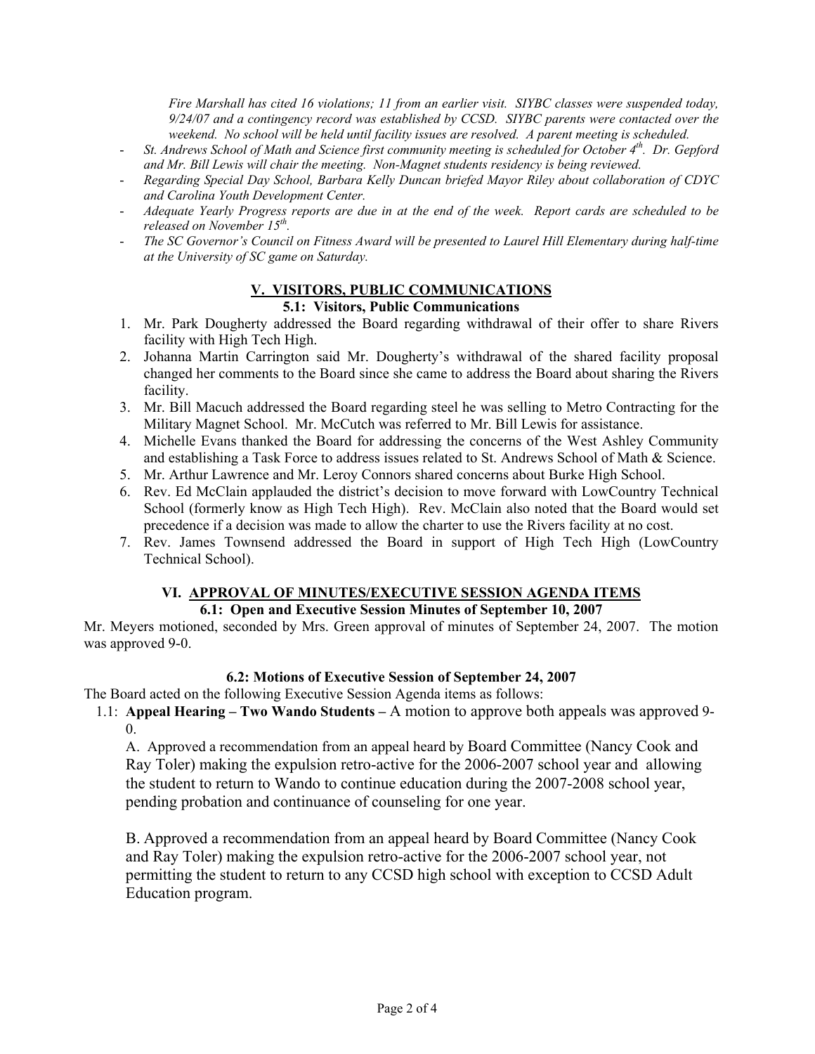*Fire Marshall has cited 16 violations; 11 from an earlier visit. SIYBC classes were suspended today, 9/24/07 and a contingency record was established by CCSD. SIYBC parents were contacted over the weekend. No school will be held until facility issues are resolved. A parent meeting is scheduled.*

- *St. Andrews School of Math and Science first community meeting is scheduled for October 4th. Dr. Gepford and Mr. Bill Lewis will chair the meeting. Non-Magnet students residency is being reviewed.*
- *Regarding Special Day School, Barbara Kelly Duncan briefed Mayor Riley about collaboration of CDYC and Carolina Youth Development Center.*
- *Adequate Yearly Progress reports are due in at the end of the week. Report cards are scheduled to be released on November 15th.*
- *The SC Governor's Council on Fitness Award will be presented to Laurel Hill Elementary during half-time at the University of SC game on Saturday.*

## V. VISITORS, PUBLIC COMMUNICATIONS

### 5.1: Visitors, Public Communications

1. Mr. Park Dougherty addressed the Board regarding withdrawal of their offer to share Rivers facility with High Tech High.
2. Johanna Martin Carrington said Mr. Dougherty's withdrawal of the shared facility proposal changed her comments to the Board since she came to address the Board about sharing the Rivers facility.
3. Mr. Bill Macuch addressed the Board regarding steel he was selling to Metro Contracting for the Military Magnet School. Mr. McCutch was referred to Mr. Bill Lewis for assistance.
4. Michelle Evans thanked the Board for addressing the concerns of the West Ashley Community and establishing a Task Force to address issues related to St. Andrews School of Math & Science.
5. Mr. Arthur Lawrence and Mr. Leroy Connors shared concerns about Burke High School.
6. Rev. Ed McClain applauded the district's decision to move forward with LowCountry Technical School (formerly know as High Tech High). Rev. McClain also noted that the Board would set precedence if a decision was made to allow the charter to use the Rivers facility at no cost.
7. Rev. James Townsend addressed the Board in support of High Tech High (LowCountry Technical School).

## VI. APPROVAL OF MINUTES/EXECUTIVE SESSION AGENDA ITEMS

### 6.1: Open and Executive Session Minutes of September 10, 2007

Mr. Meyers motioned, seconded by Mrs. Green approval of minutes of September 24, 2007. The motion was approved 9-0.

### 6.2: Motions of Executive Session of September 24, 2007

The Board acted on the following Executive Session Agenda items as follows:

1.1: **Appeal Hearing – Two Wando Students –** A motion to approve both appeals was approved 9-0.

A. Approved a recommendation from an appeal heard by Board Committee (Nancy Cook and Ray Toler) making the expulsion retro-active for the 2006-2007 school year and allowing the student to return to Wando to continue education during the 2007-2008 school year, pending probation and continuance of counseling for one year.

B. Approved a recommendation from an appeal heard by Board Committee (Nancy Cook and Ray Toler) making the expulsion retro-active for the 2006-2007 school year, not permitting the student to return to any CCSD high school with exception to CCSD Adult Education program.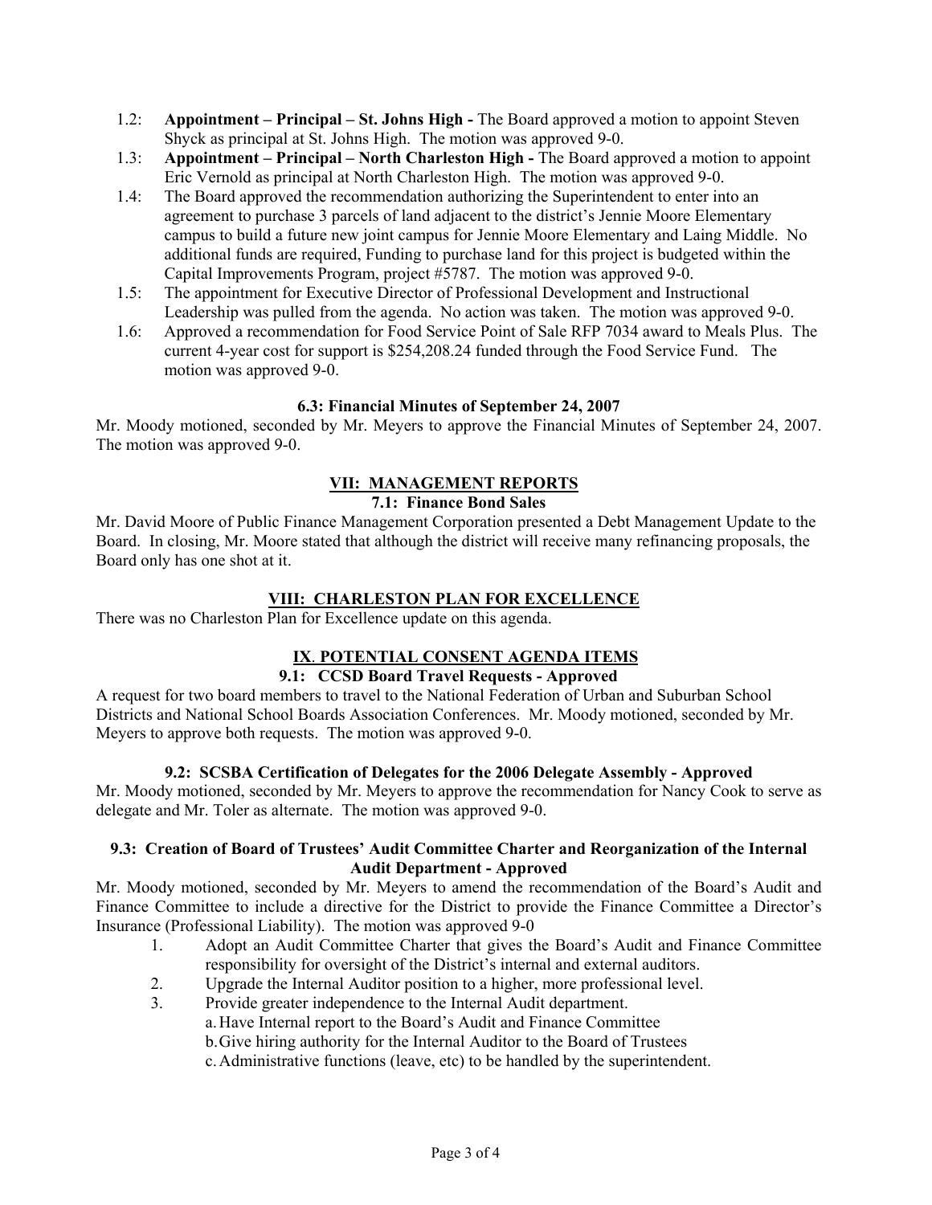- 1.2: **Appointment – Principal – St. Johns High -** The Board approved a motion to appoint Steven Shyck as principal at St. Johns High. The motion was approved 9-0.
- 1.3: **Appointment – Principal – North Charleston High -** The Board approved a motion to appoint Eric Vernold as principal at North Charleston High. The motion was approved 9-0.
- 1.4: The Board approved the recommendation authorizing the Superintendent to enter into an agreement to purchase 3 parcels of land adjacent to the district's Jennie Moore Elementary campus to build a future new joint campus for Jennie Moore Elementary and Laing Middle. No additional funds are required, Funding to purchase land for this project is budgeted within the Capital Improvements Program, project #5787. The motion was approved 9-0.
- 1.5: The appointment for Executive Director of Professional Development and Instructional Leadership was pulled from the agenda. No action was taken. The motion was approved 9-0.
- 1.6: Approved a recommendation for Food Service Point of Sale RFP 7034 award to Meals Plus. The current 4-year cost for support is $254,208.24 funded through the Food Service Fund. The motion was approved 9-0.

**6.3: Financial Minutes of September 24, 2007**

Mr. Moody motioned, seconded by Mr. Meyers to approve the Financial Minutes of September 24, 2007. The motion was approved 9-0.

## VII: MANAGEMENT REPORTS

**7.1: Finance Bond Sales**

Mr. David Moore of Public Finance Management Corporation presented a Debt Management Update to the Board. In closing, Mr. Moore stated that although the district will receive many refinancing proposals, the Board only has one shot at it.

## VIII: CHARLESTON PLAN FOR EXCELLENCE

There was no Charleston Plan for Excellence update on this agenda.

## IX. POTENTIAL CONSENT AGENDA ITEMS

**9.1: CCSD Board Travel Requests - Approved**

A request for two board members to travel to the National Federation of Urban and Suburban School Districts and National School Boards Association Conferences. Mr. Moody motioned, seconded by Mr. Meyers to approve both requests. The motion was approved 9-0.

**9.2: SCSBA Certification of Delegates for the 2006 Delegate Assembly - Approved**

Mr. Moody motioned, seconded by Mr. Meyers to approve the recommendation for Nancy Cook to serve as delegate and Mr. Toler as alternate. The motion was approved 9-0.

**9.3: Creation of Board of Trustees' Audit Committee Charter and Reorganization of the Internal Audit Department - Approved**

Mr. Moody motioned, seconded by Mr. Meyers to amend the recommendation of the Board's Audit and Finance Committee to include a directive for the District to provide the Finance Committee a Director's Insurance (Professional Liability). The motion was approved 9-0

1. Adopt an Audit Committee Charter that gives the Board's Audit and Finance Committee responsibility for oversight of the District's internal and external auditors.
2. Upgrade the Internal Auditor position to a higher, more professional level.
3. Provide greater independence to the Internal Audit department.
   a. Have Internal report to the Board's Audit and Finance Committee
   b. Give hiring authority for the Internal Auditor to the Board of Trustees
   c. Administrative functions (leave, etc) to be handled by the superintendent.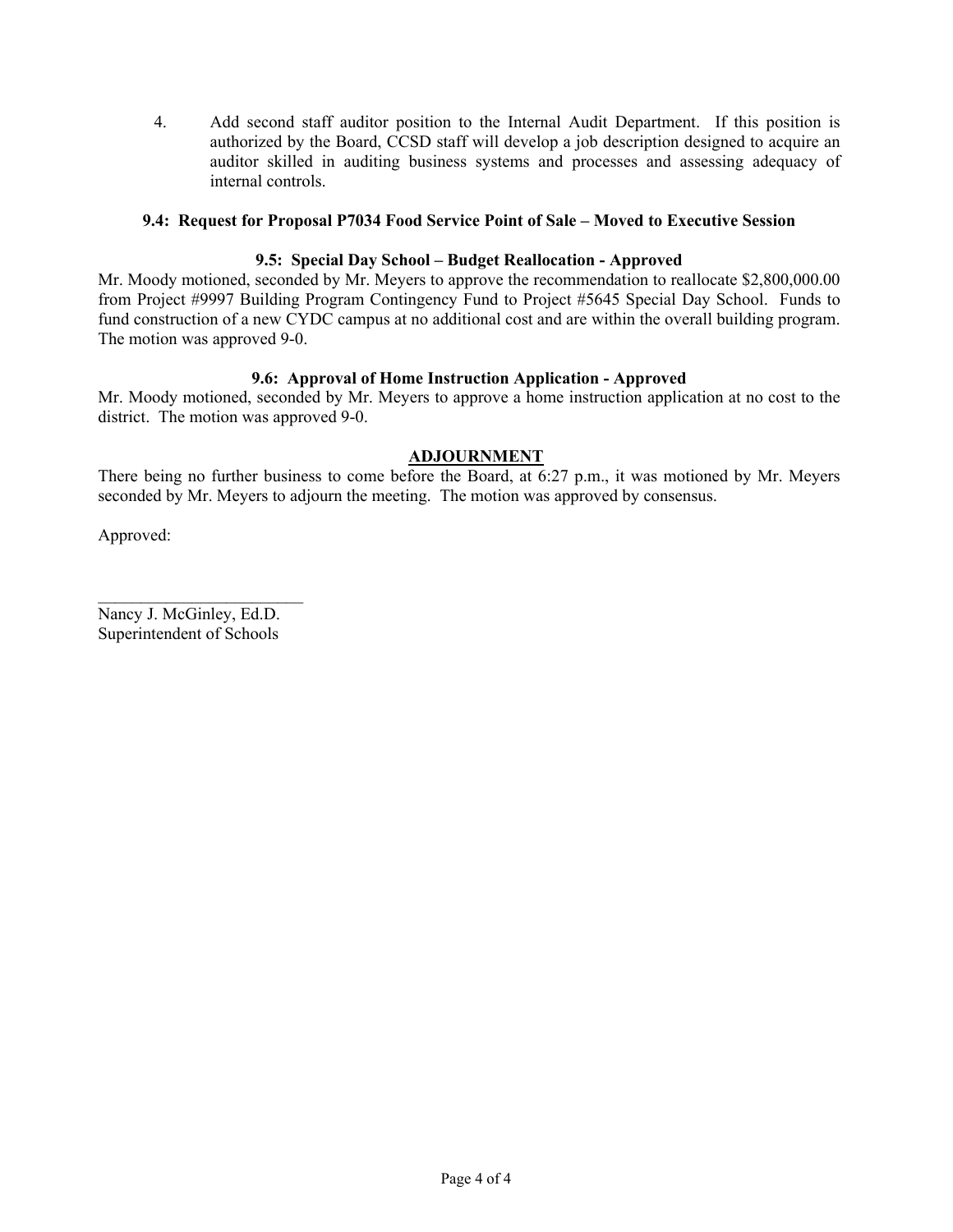4. Add second staff auditor position to the Internal Audit Department. If this position is authorized by the Board, CCSD staff will develop a job description designed to acquire an auditor skilled in auditing business systems and processes and assessing adequacy of internal controls.

**9.4: Request for Proposal P7034 Food Service Point of Sale – Moved to Executive Session**

**9.5: Special Day School – Budget Reallocation - Approved**

Mr. Moody motioned, seconded by Mr. Meyers to approve the recommendation to reallocate $2,800,000.00 from Project #9997 Building Program Contingency Fund to Project #5645 Special Day School. Funds to fund construction of a new CYDC campus at no additional cost and are within the overall building program. The motion was approved 9-0.

**9.6: Approval of Home Instruction Application - Approved**

Mr. Moody motioned, seconded by Mr. Meyers to approve a home instruction application at no cost to the district. The motion was approved 9-0.

## ADJOURNMENT

There being no further business to come before the Board, at 6:27 p.m., it was motioned by Mr. Meyers seconded by Mr. Meyers to adjourn the meeting. The motion was approved by consensus.

Approved:

_________________________

Nancy J. McGinley, Ed.D.
Superintendent of Schools